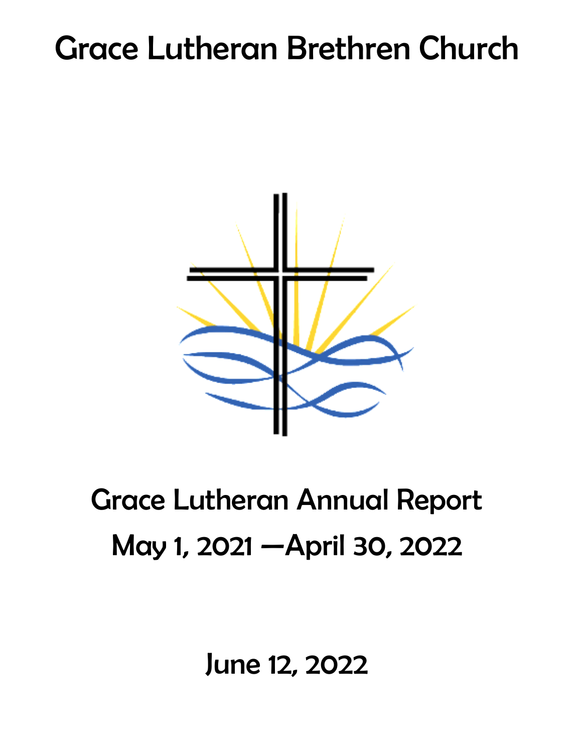# Grace Lutheran Brethren Church

## Grace Lutheran Annual Report

## May 1, 2021 —April 30, 2022

June 12, 2022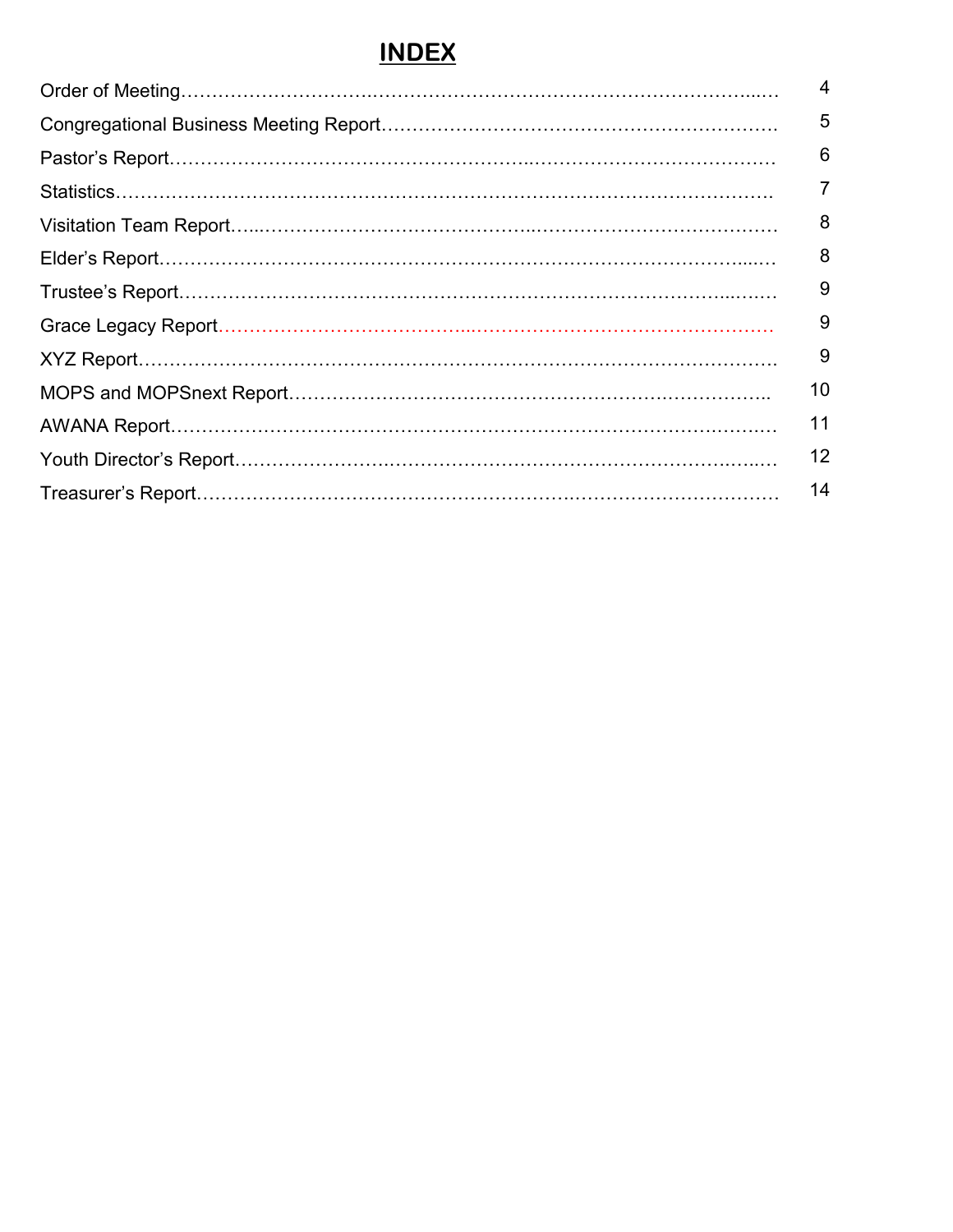# INDEX

| Section | Page |
|---|---|
| Order of Meeting | 4 |
| Congregational Business Meeting Report | 5 |
| Pastor's Report | 6 |
| Statistics | 7 |
| Visitation Team Report | 8 |
| Elder's Report | 8 |
| Trustee's Report | 9 |
| Grace Legacy Report | 9 |
| XYZ Report | 9 |
| MOPS and MOPSnext Report | 10 |
| AWANA Report | 11 |
| Youth Director's Report | 12 |
| Treasurer's Report | 14 |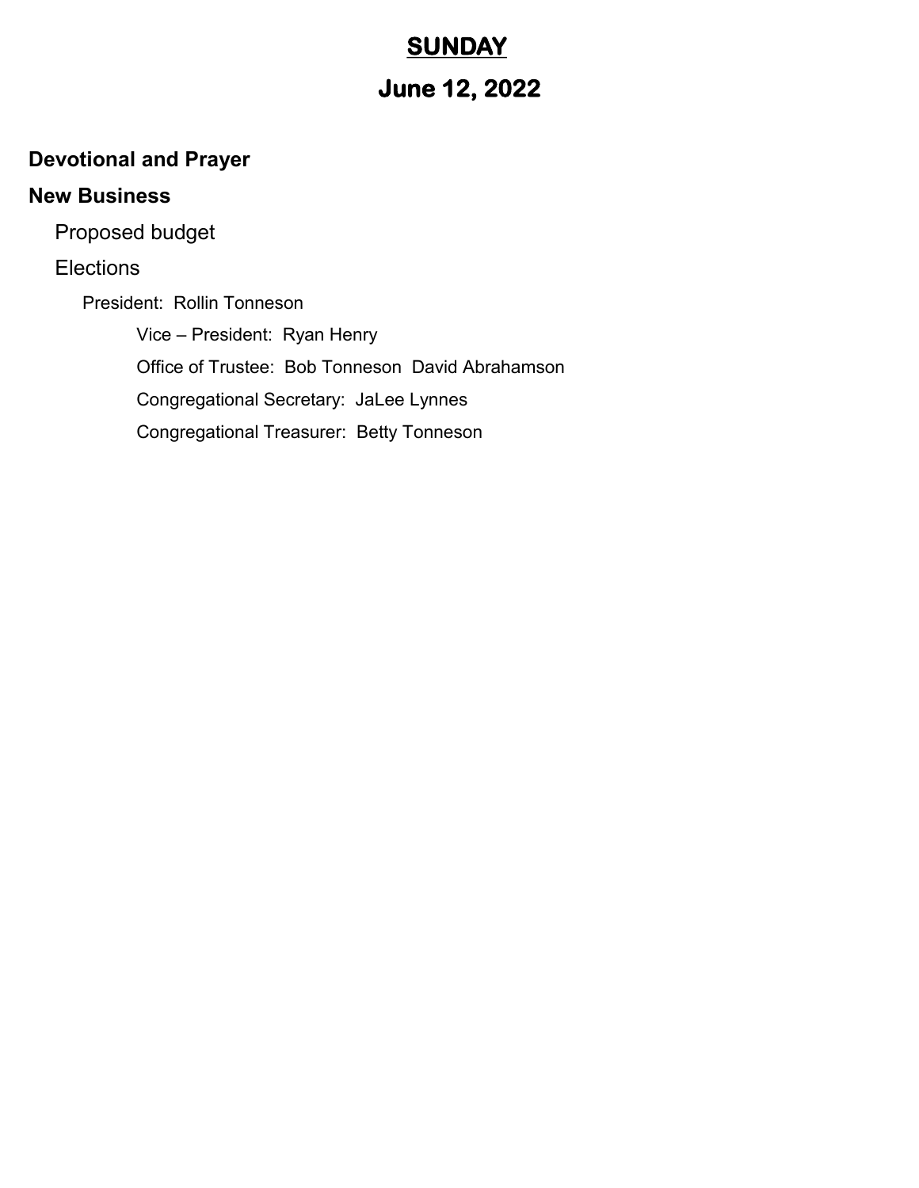# SUNDAY

## June 12, 2022

**Devotional and Prayer**

**New Business**

- Proposed budget
- Elections
  - President: Rollin Tonneson
    - Vice – President: Ryan Henry
    - Office of Trustee: Bob Tonneson David Abrahamson
    - Congregational Secretary: JaLee Lynnes
    - Congregational Treasurer: Betty Tonneson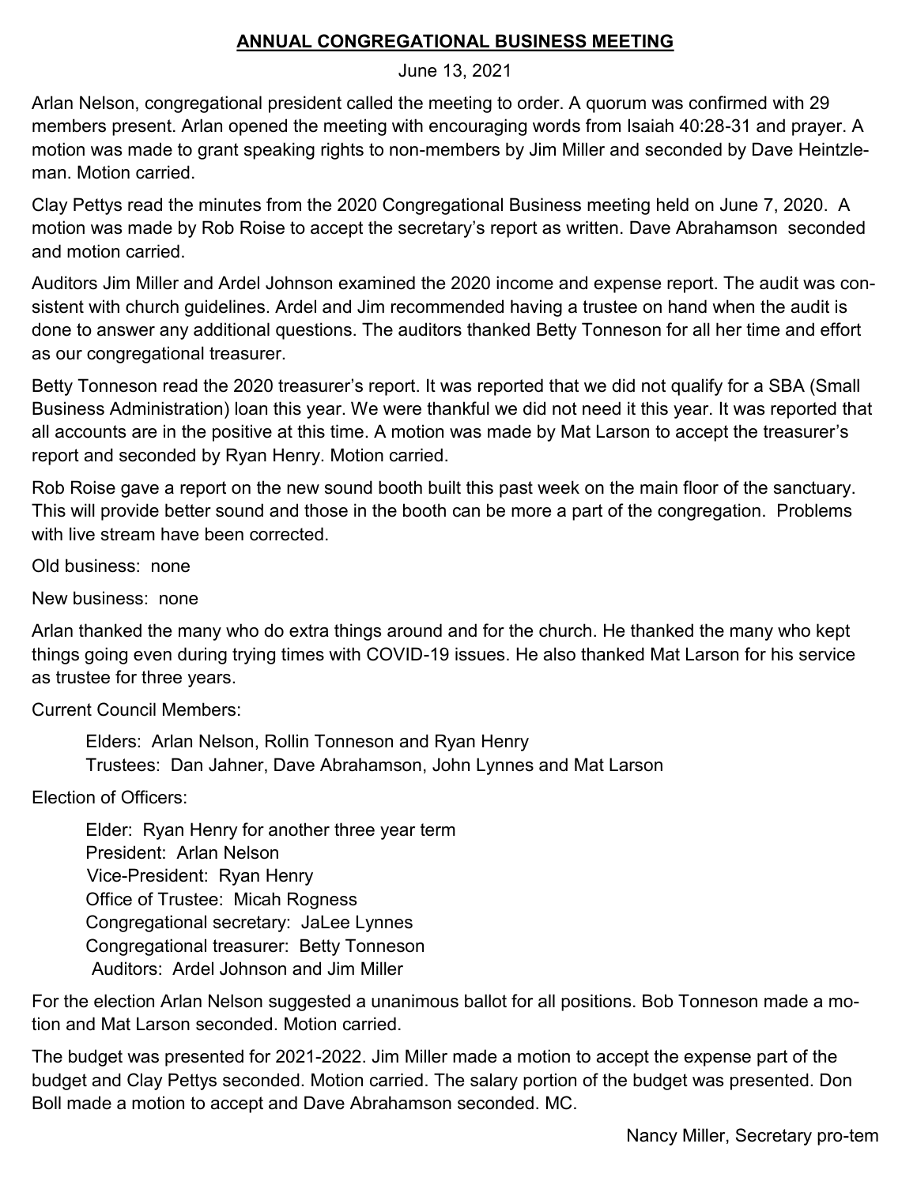## ANNUAL CONGREGATIONAL BUSINESS MEETING

June 13, 2021

Arlan Nelson, congregational president called the meeting to order. A quorum was confirmed with 29 members present. Arlan opened the meeting with encouraging words from Isaiah 40:28-31 and prayer. A motion was made to grant speaking rights to non-members by Jim Miller and seconded by Dave Heintzleman. Motion carried.

Clay Pettys read the minutes from the 2020 Congregational Business meeting held on June 7, 2020. A motion was made by Rob Roise to accept the secretary's report as written. Dave Abrahamson seconded and motion carried.

Auditors Jim Miller and Ardel Johnson examined the 2020 income and expense report. The audit was consistent with church guidelines. Ardel and Jim recommended having a trustee on hand when the audit is done to answer any additional questions. The auditors thanked Betty Tonneson for all her time and effort as our congregational treasurer.

Betty Tonneson read the 2020 treasurer's report. It was reported that we did not qualify for a SBA (Small Business Administration) loan this year. We were thankful we did not need it this year. It was reported that all accounts are in the positive at this time. A motion was made by Mat Larson to accept the treasurer's report and seconded by Ryan Henry. Motion carried.

Rob Roise gave a report on the new sound booth built this past week on the main floor of the sanctuary. This will provide better sound and those in the booth can be more a part of the congregation. Problems with live stream have been corrected.

Old business: none

New business: none

Arlan thanked the many who do extra things around and for the church. He thanked the many who kept things going even during trying times with COVID-19 issues. He also thanked Mat Larson for his service as trustee for three years.

Current Council Members:

Elders: Arlan Nelson, Rollin Tonneson and Ryan Henry
Trustees: Dan Jahner, Dave Abrahamson, John Lynnes and Mat Larson

Election of Officers:

Elder: Ryan Henry for another three year term
President: Arlan Nelson
Vice-President: Ryan Henry
Office of Trustee: Micah Rogness
Congregational secretary: JaLee Lynnes
Congregational treasurer: Betty Tonneson
Auditors: Ardel Johnson and Jim Miller

For the election Arlan Nelson suggested a unanimous ballot for all positions. Bob Tonneson made a motion and Mat Larson seconded. Motion carried.

The budget was presented for 2021-2022. Jim Miller made a motion to accept the expense part of the budget and Clay Pettys seconded. Motion carried. The salary portion of the budget was presented. Don Boll made a motion to accept and Dave Abrahamson seconded. MC.

Nancy Miller, Secretary pro-tem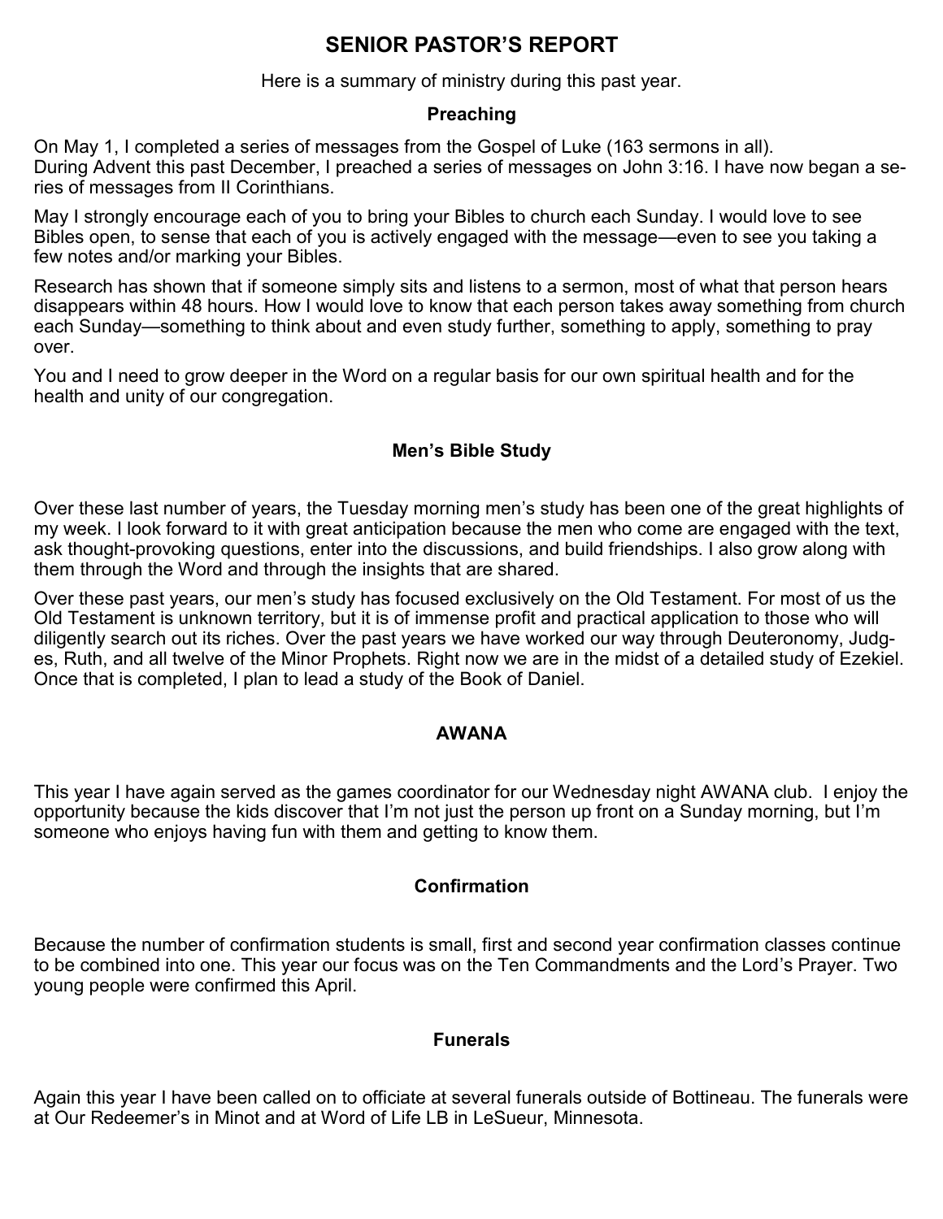# SENIOR PASTOR'S REPORT

Here is a summary of ministry during this past year.

### Preaching

On May 1, I completed a series of messages from the Gospel of Luke (163 sermons in all). During Advent this past December, I preached a series of messages on John 3:16. I have now began a series of messages from II Corinthians.

May I strongly encourage each of you to bring your Bibles to church each Sunday. I would love to see Bibles open, to sense that each of you is actively engaged with the message—even to see you taking a few notes and/or marking your Bibles.

Research has shown that if someone simply sits and listens to a sermon, most of what that person hears disappears within 48 hours. How I would love to know that each person takes away something from church each Sunday—something to think about and even study further, something to apply, something to pray over.

You and I need to grow deeper in the Word on a regular basis for our own spiritual health and for the health and unity of our congregation.

### Men's Bible Study

Over these last number of years, the Tuesday morning men's study has been one of the great highlights of my week. I look forward to it with great anticipation because the men who come are engaged with the text, ask thought-provoking questions, enter into the discussions, and build friendships. I also grow along with them through the Word and through the insights that are shared.

Over these past years, our men's study has focused exclusively on the Old Testament. For most of us the Old Testament is unknown territory, but it is of immense profit and practical application to those who will diligently search out its riches. Over the past years we have worked our way through Deuteronomy, Judges, Ruth, and all twelve of the Minor Prophets. Right now we are in the midst of a detailed study of Ezekiel. Once that is completed, I plan to lead a study of the Book of Daniel.

### AWANA

This year I have again served as the games coordinator for our Wednesday night AWANA club. I enjoy the opportunity because the kids discover that I'm not just the person up front on a Sunday morning, but I'm someone who enjoys having fun with them and getting to know them.

### Confirmation

Because the number of confirmation students is small, first and second year confirmation classes continue to be combined into one. This year our focus was on the Ten Commandments and the Lord's Prayer. Two young people were confirmed this April.

### Funerals

Again this year I have been called on to officiate at several funerals outside of Bottineau. The funerals were at Our Redeemer's in Minot and at Word of Life LB in LeSueur, Minnesota.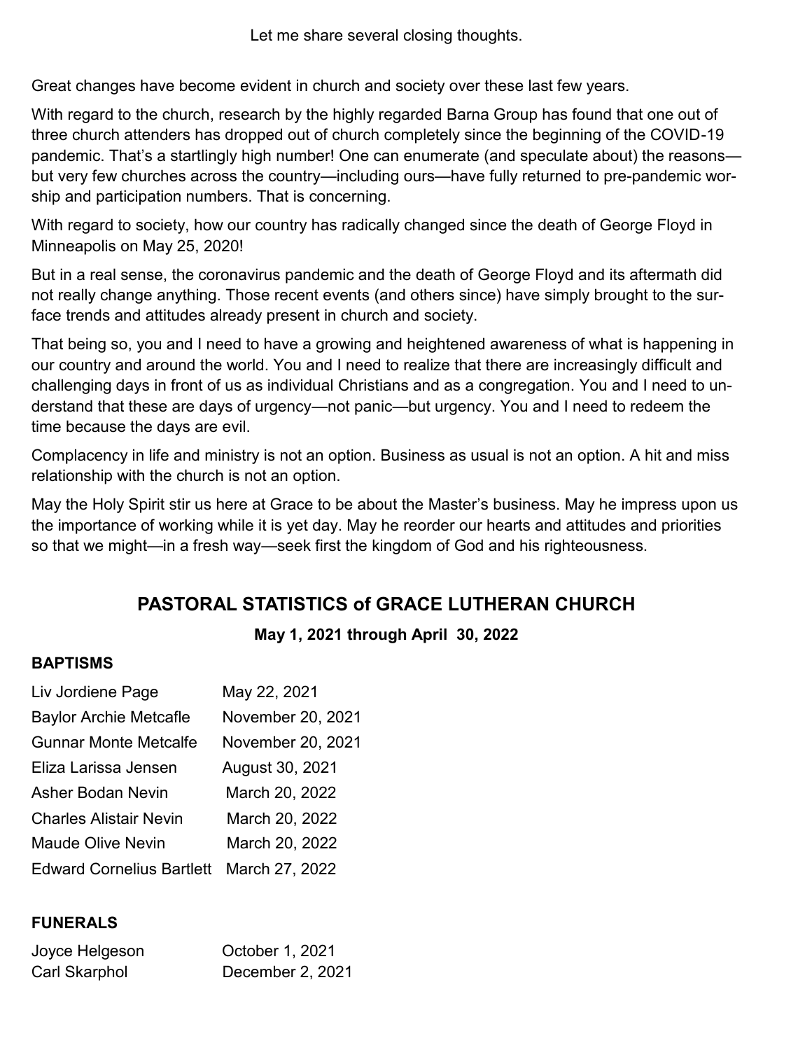Let me share several closing thoughts.

Great changes have become evident in church and society over these last few years.

With regard to the church, research by the highly regarded Barna Group has found that one out of three church attenders has dropped out of church completely since the beginning of the COVID-19 pandemic. That's a startlingly high number! One can enumerate (and speculate about) the reasons—but very few churches across the country—including ours—have fully returned to pre-pandemic worship and participation numbers. That is concerning.

With regard to society, how our country has radically changed since the death of George Floyd in Minneapolis on May 25, 2020!

But in a real sense, the coronavirus pandemic and the death of George Floyd and its aftermath did not really change anything. Those recent events (and others since) have simply brought to the surface trends and attitudes already present in church and society.

That being so, you and I need to have a growing and heightened awareness of what is happening in our country and around the world. You and I need to realize that there are increasingly difficult and challenging days in front of us as individual Christians and as a congregation. You and I need to understand that these are days of urgency—not panic—but urgency. You and I need to redeem the time because the days are evil.

Complacency in life and ministry is not an option. Business as usual is not an option. A hit and miss relationship with the church is not an option.

May the Holy Spirit stir us here at Grace to be about the Master's business. May he impress upon us the importance of working while it is yet day. May he reorder our hearts and attitudes and priorities so that we might—in a fresh way—seek first the kingdom of God and his righteousness.

## PASTORAL STATISTICS of GRACE LUTHERAN CHURCH

**May 1, 2021 through April 30, 2022**

### BAPTISMS

| | |
|---|---|
| Liv Jordiene Page | May 22, 2021 |
| Baylor Archie Metcafle | November 20, 2021 |
| Gunnar Monte Metcalfe | November 20, 2021 |
| Eliza Larissa Jensen | August 30, 2021 |
| Asher Bodan Nevin | March 20, 2022 |
| Charles Alistair Nevin | March 20, 2022 |
| Maude Olive Nevin | March 20, 2022 |
| Edward Cornelius Bartlett | March 27, 2022 |

### FUNERALS

| | |
|---|---|
| Joyce Helgeson | October 1, 2021 |
| Carl Skarphol | December 2, 2021 |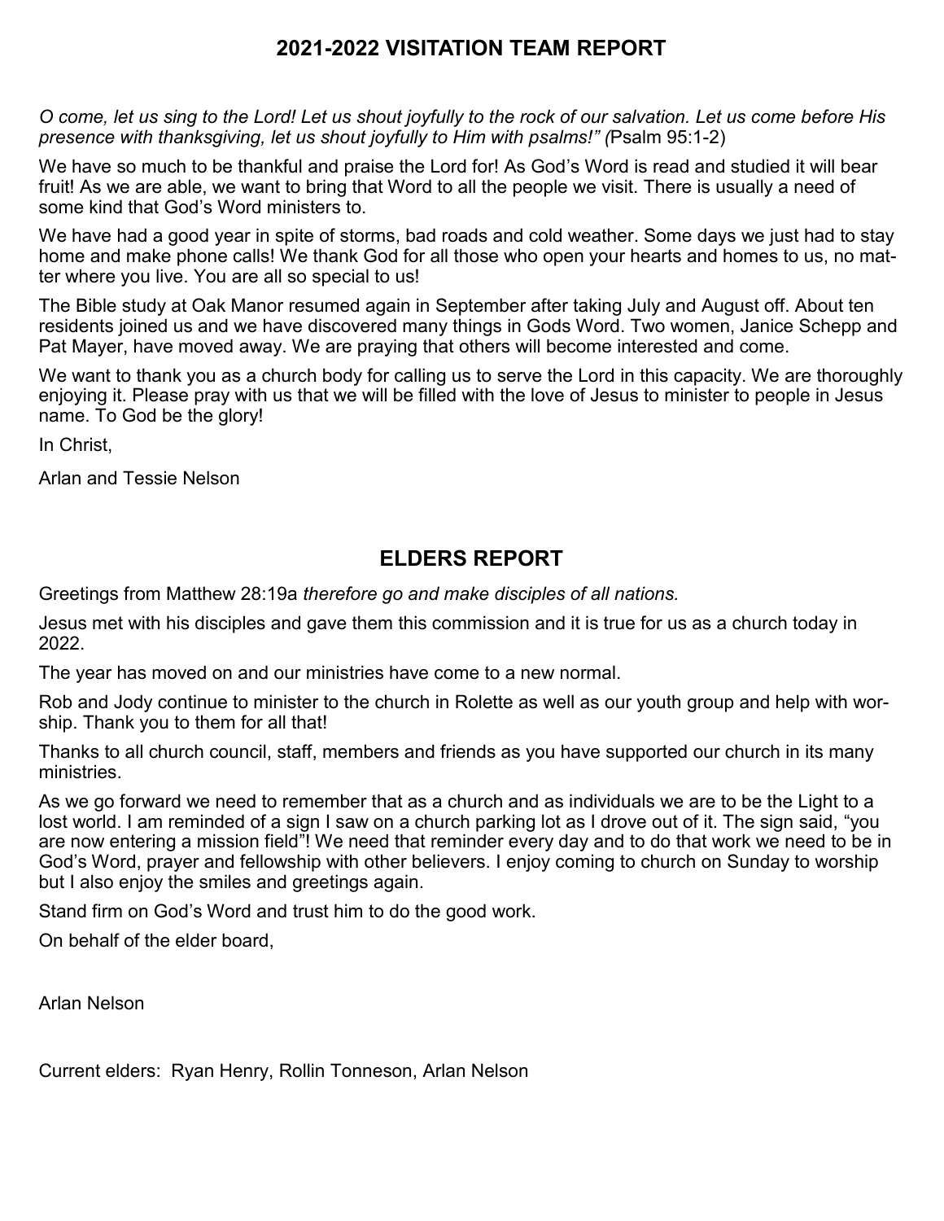## 2021-2022 VISITATION TEAM REPORT

*O come, let us sing to the Lord! Let us shout joyfully to the rock of our salvation. Let us come before His presence with thanksgiving, let us shout joyfully to Him with psalms!" (*Psalm 95:1-2)

We have so much to be thankful and praise the Lord for! As God's Word is read and studied it will bear fruit! As we are able, we want to bring that Word to all the people we visit. There is usually a need of some kind that God's Word ministers to.

We have had a good year in spite of storms, bad roads and cold weather. Some days we just had to stay home and make phone calls! We thank God for all those who open your hearts and homes to us, no matter where you live. You are all so special to us!

The Bible study at Oak Manor resumed again in September after taking July and August off. About ten residents joined us and we have discovered many things in Gods Word. Two women, Janice Schepp and Pat Mayer, have moved away. We are praying that others will become interested and come.

We want to thank you as a church body for calling us to serve the Lord in this capacity. We are thoroughly enjoying it. Please pray with us that we will be filled with the love of Jesus to minister to people in Jesus name. To God be the glory!

In Christ,

Arlan and Tessie Nelson

## ELDERS REPORT

Greetings from Matthew 28:19a *therefore go and make disciples of all nations.*

Jesus met with his disciples and gave them this commission and it is true for us as a church today in 2022.

The year has moved on and our ministries have come to a new normal.

Rob and Jody continue to minister to the church in Rolette as well as our youth group and help with worship. Thank you to them for all that!

Thanks to all church council, staff, members and friends as you have supported our church in its many ministries.

As we go forward we need to remember that as a church and as individuals we are to be the Light to a lost world. I am reminded of a sign I saw on a church parking lot as I drove out of it. The sign said, "you are now entering a mission field"! We need that reminder every day and to do that work we need to be in God's Word, prayer and fellowship with other believers. I enjoy coming to church on Sunday to worship but I also enjoy the smiles and greetings again.

Stand firm on God's Word and trust him to do the good work.

On behalf of the elder board,

Arlan Nelson

Current elders: Ryan Henry, Rollin Tonneson, Arlan Nelson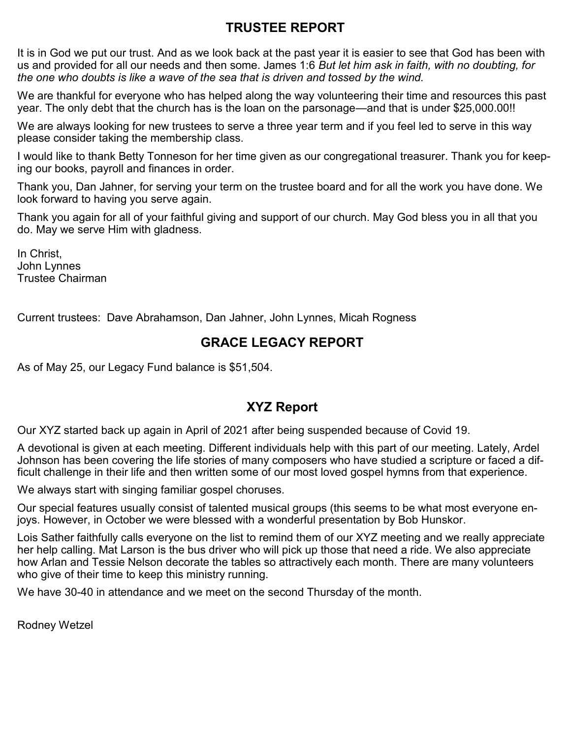## TRUSTEE REPORT

It is in God we put our trust. And as we look back at the past year it is easier to see that God has been with us and provided for all our needs and then some. James 1:6 *But let him ask in faith, with no doubting, for the one who doubts is like a wave of the sea that is driven and tossed by the wind.*

We are thankful for everyone who has helped along the way volunteering their time and resources this past year. The only debt that the church has is the loan on the parsonage—and that is under $25,000.00!!

We are always looking for new trustees to serve a three year term and if you feel led to serve in this way please consider taking the membership class.

I would like to thank Betty Tonneson for her time given as our congregational treasurer. Thank you for keeping our books, payroll and finances in order.

Thank you, Dan Jahner, for serving your term on the trustee board and for all the work you have done. We look forward to having you serve again.

Thank you again for all of your faithful giving and support of our church. May God bless you in all that you do. May we serve Him with gladness.

In Christ,
John Lynnes
Trustee Chairman

Current trustees: Dave Abrahamson, Dan Jahner, John Lynnes, Micah Rogness

## GRACE LEGACY REPORT

As of May 25, our Legacy Fund balance is $51,504.

## XYZ Report

Our XYZ started back up again in April of 2021 after being suspended because of Covid 19.

A devotional is given at each meeting. Different individuals help with this part of our meeting. Lately, Ardel Johnson has been covering the life stories of many composers who have studied a scripture or faced a difficult challenge in their life and then written some of our most loved gospel hymns from that experience.

We always start with singing familiar gospel choruses.

Our special features usually consist of talented musical groups (this seems to be what most everyone enjoys. However, in October we were blessed with a wonderful presentation by Bob Hunskor.

Lois Sather faithfully calls everyone on the list to remind them of our XYZ meeting and we really appreciate her help calling. Mat Larson is the bus driver who will pick up those that need a ride. We also appreciate how Arlan and Tessie Nelson decorate the tables so attractively each month. There are many volunteers who give of their time to keep this ministry running.

We have 30-40 in attendance and we meet on the second Thursday of the month.

Rodney Wetzel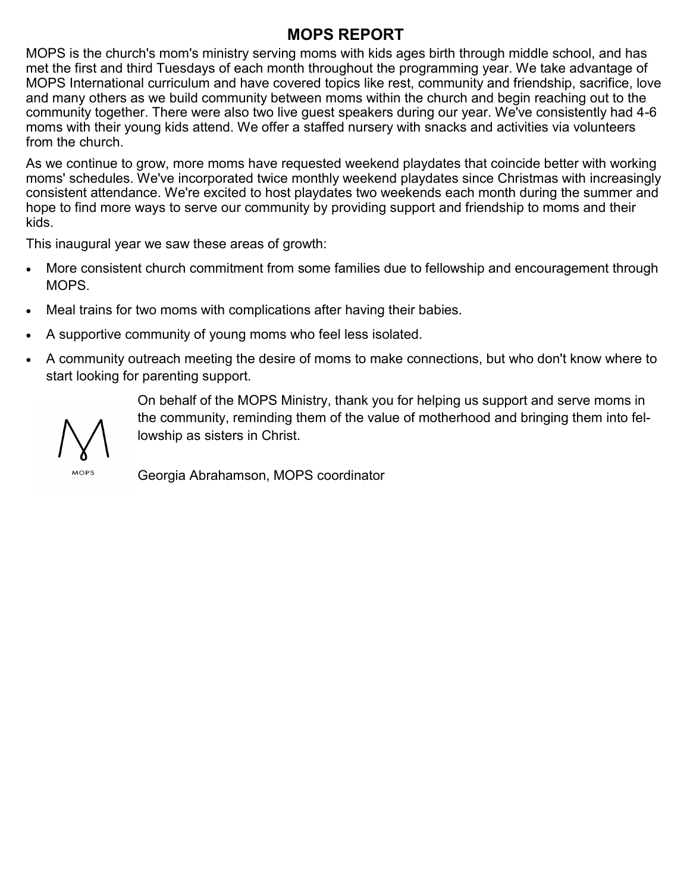## MOPS REPORT

MOPS is the church's mom's ministry serving moms with kids ages birth through middle school, and has met the first and third Tuesdays of each month throughout the programming year. We take advantage of MOPS International curriculum and have covered topics like rest, community and friendship, sacrifice, love and many others as we build community between moms within the church and begin reaching out to the community together. There were also two live guest speakers during our year. We've consistently had 4-6 moms with their young kids attend. We offer a staffed nursery with snacks and activities via volunteers from the church.

As we continue to grow, more moms have requested weekend playdates that coincide better with working moms' schedules. We've incorporated twice monthly weekend playdates since Christmas with increasingly consistent attendance. We're excited to host playdates two weekends each month during the summer and hope to find more ways to serve our community by providing support and friendship to moms and their kids.

This inaugural year we saw these areas of growth:

- More consistent church commitment from some families due to fellowship and encouragement through MOPS.
- Meal trains for two moms with complications after having their babies.
- A supportive community of young moms who feel less isolated.
- A community outreach meeting the desire of moms to make connections, but who don't know where to start looking for parenting support.

MOPS

On behalf of the MOPS Ministry, thank you for helping us support and serve moms in the community, reminding them of the value of motherhood and bringing them into fellowship as sisters in Christ.

Georgia Abrahamson, MOPS coordinator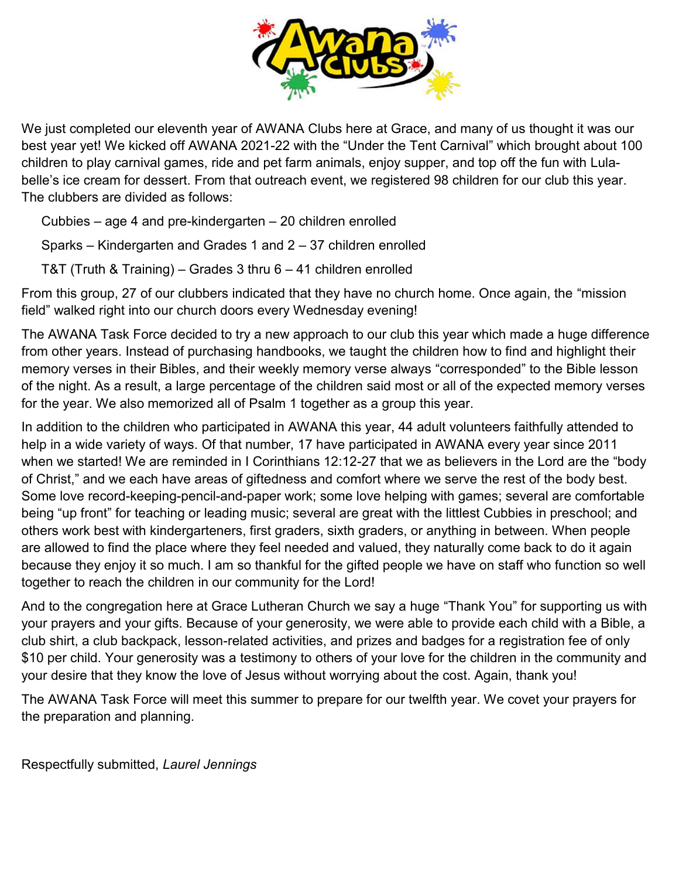We just completed our eleventh year of AWANA Clubs here at Grace, and many of us thought it was our best year yet! We kicked off AWANA 2021-22 with the "Under the Tent Carnival" which brought about 100 children to play carnival games, ride and pet farm animals, enjoy supper, and top off the fun with Lula-belle's ice cream for dessert. From that outreach event, we registered 98 children for our club this year. The clubbers are divided as follows:

Cubbies – age 4 and pre-kindergarten – 20 children enrolled

Sparks – Kindergarten and Grades 1 and 2 – 37 children enrolled

T&T (Truth & Training) – Grades 3 thru 6 – 41 children enrolled

From this group, 27 of our clubbers indicated that they have no church home. Once again, the "mission field" walked right into our church doors every Wednesday evening!

The AWANA Task Force decided to try a new approach to our club this year which made a huge difference from other years. Instead of purchasing handbooks, we taught the children how to find and highlight their memory verses in their Bibles, and their weekly memory verse always "corresponded" to the Bible lesson of the night. As a result, a large percentage of the children said most or all of the expected memory verses for the year. We also memorized all of Psalm 1 together as a group this year.

In addition to the children who participated in AWANA this year, 44 adult volunteers faithfully attended to help in a wide variety of ways. Of that number, 17 have participated in AWANA every year since 2011 when we started! We are reminded in I Corinthians 12:12-27 that we as believers in the Lord are the "body of Christ," and we each have areas of giftedness and comfort where we serve the rest of the body best. Some love record-keeping-pencil-and-paper work; some love helping with games; several are comfortable being "up front" for teaching or leading music; several are great with the littlest Cubbies in preschool; and others work best with kindergarteners, first graders, sixth graders, or anything in between. When people are allowed to find the place where they feel needed and valued, they naturally come back to do it again because they enjoy it so much. I am so thankful for the gifted people we have on staff who function so well together to reach the children in our community for the Lord!

And to the congregation here at Grace Lutheran Church we say a huge "Thank You" for supporting us with your prayers and your gifts. Because of your generosity, we were able to provide each child with a Bible, a club shirt, a club backpack, lesson-related activities, and prizes and badges for a registration fee of only $10 per child. Your generosity was a testimony to others of your love for the children in the community and your desire that they know the love of Jesus without worrying about the cost. Again, thank you!

The AWANA Task Force will meet this summer to prepare for our twelfth year. We covet your prayers for the preparation and planning.

Respectfully submitted, *Laurel Jennings*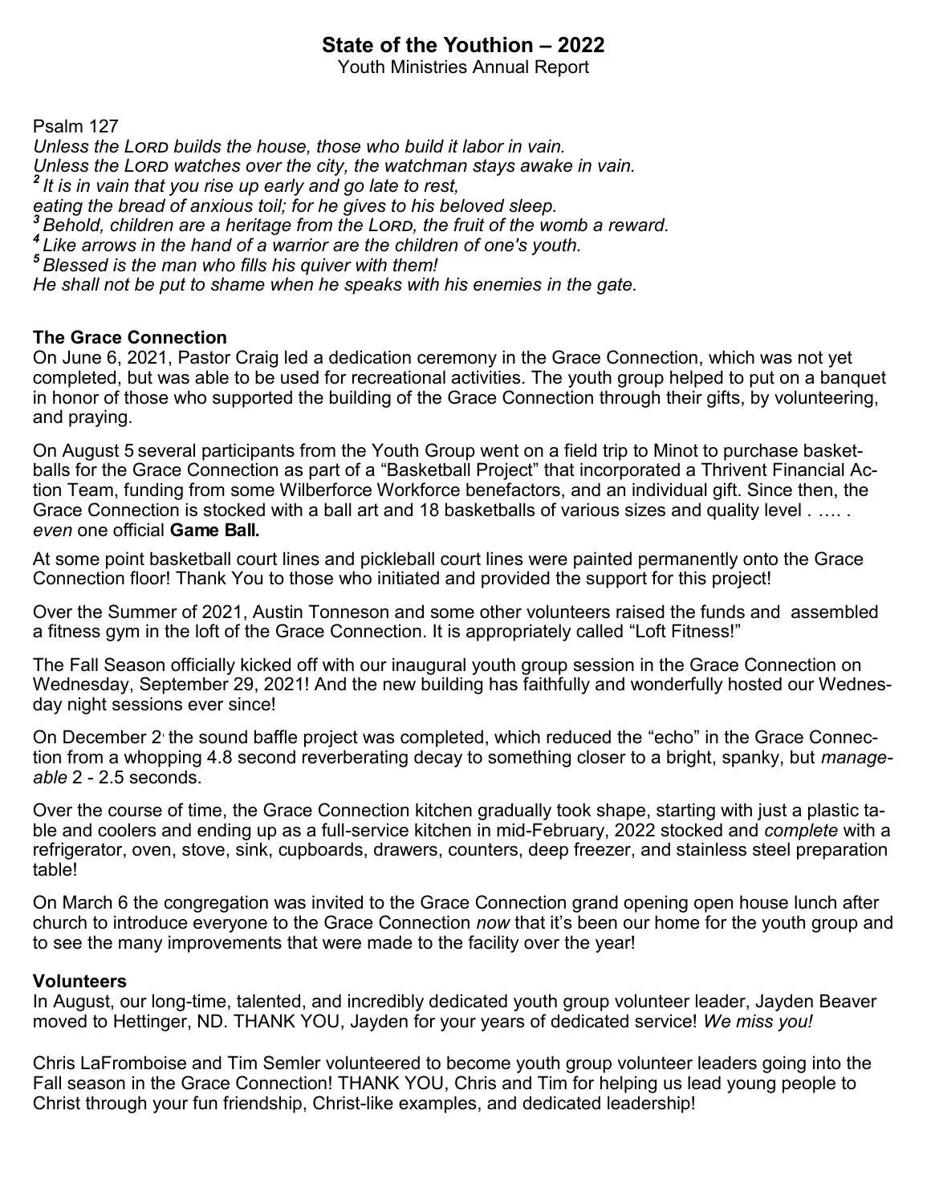# State of the Youthion – 2022

Youth Ministries Annual Report

Psalm 127

*Unless the LORD builds the house, those who build it labor in vain.*
*Unless the LORD watches over the city, the watchman stays awake in vain.*
*2 It is in vain that you rise up early and go late to rest,*
*eating the bread of anxious toil; for he gives to his beloved sleep.*
*3 Behold, children are a heritage from the LORD, the fruit of the womb a reward.*
*4 Like arrows in the hand of a warrior are the children of one's youth.*
*5 Blessed is the man who fills his quiver with them!*
*He shall not be put to shame when he speaks with his enemies in the gate.*

**The Grace Connection**

On June 6, 2021, Pastor Craig led a dedication ceremony in the Grace Connection, which was not yet completed, but was able to be used for recreational activities. The youth group helped to put on a banquet in honor of those who supported the building of the Grace Connection through their gifts, by volunteering, and praying.

On August 5 several participants from the Youth Group went on a field trip to Minot to purchase basketballs for the Grace Connection as part of a "Basketball Project" that incorporated a Thrivent Financial Action Team, funding from some Wilberforce Workforce benefactors, and an individual gift. Since then, the Grace Connection is stocked with a ball art and 18 basketballs of various sizes and quality level . …. . *even* one official **Game Ball.**

At some point basketball court lines and pickleball court lines were painted permanently onto the Grace Connection floor! Thank You to those who initiated and provided the support for this project!

Over the Summer of 2021, Austin Tonneson and some other volunteers raised the funds and assembled a fitness gym in the loft of the Grace Connection. It is appropriately called "Loft Fitness!"

The Fall Season officially kicked off with our inaugural youth group session in the Grace Connection on Wednesday, September 29, 2021! And the new building has faithfully and wonderfully hosted our Wednesday night sessions ever since!

On December 2, the sound baffle project was completed, which reduced the "echo" in the Grace Connection from a whopping 4.8 second reverberating decay to something closer to a bright, spanky, but *manageable* 2 - 2.5 seconds.

Over the course of time, the Grace Connection kitchen gradually took shape, starting with just a plastic table and coolers and ending up as a full-service kitchen in mid-February, 2022 stocked and *complete* with a refrigerator, oven, stove, sink, cupboards, drawers, counters, deep freezer, and stainless steel preparation table!

On March 6 the congregation was invited to the Grace Connection grand opening open house lunch after church to introduce everyone to the Grace Connection *now* that it's been our home for the youth group and to see the many improvements that were made to the facility over the year!

**Volunteers**

In August, our long-time, talented, and incredibly dedicated youth group volunteer leader, Jayden Beaver moved to Hettinger, ND. THANK YOU, Jayden for your years of dedicated service! *We miss you!*

Chris LaFromboise and Tim Semler volunteered to become youth group volunteer leaders going into the Fall season in the Grace Connection! THANK YOU, Chris and Tim for helping us lead young people to Christ through your fun friendship, Christ-like examples, and dedicated leadership!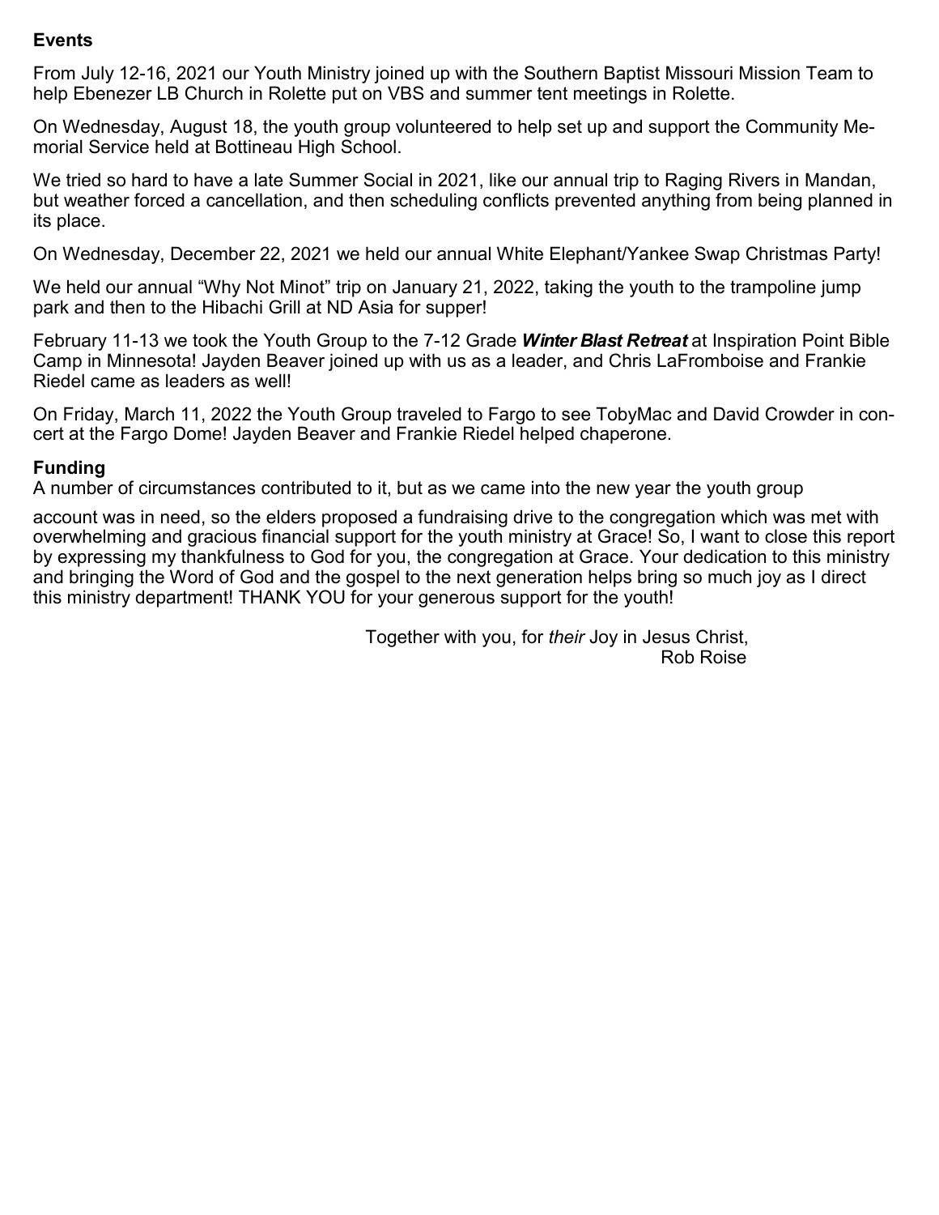**Events**

From July 12-16, 2021 our Youth Ministry joined up with the Southern Baptist Missouri Mission Team to help Ebenezer LB Church in Rolette put on VBS and summer tent meetings in Rolette.

On Wednesday, August 18, the youth group volunteered to help set up and support the Community Memorial Service held at Bottineau High School.

We tried so hard to have a late Summer Social in 2021, like our annual trip to Raging Rivers in Mandan, but weather forced a cancellation, and then scheduling conflicts prevented anything from being planned in its place.

On Wednesday, December 22, 2021 we held our annual White Elephant/Yankee Swap Christmas Party!

We held our annual "Why Not Minot" trip on January 21, 2022, taking the youth to the trampoline jump park and then to the Hibachi Grill at ND Asia for supper!

February 11-13 we took the Youth Group to the 7-12 Grade ***Winter Blast Retreat*** at Inspiration Point Bible Camp in Minnesota! Jayden Beaver joined up with us as a leader, and Chris LaFromboise and Frankie Riedel came as leaders as well!

On Friday, March 11, 2022 the Youth Group traveled to Fargo to see TobyMac and David Crowder in concert at the Fargo Dome! Jayden Beaver and Frankie Riedel helped chaperone.

**Funding**

A number of circumstances contributed to it, but as we came into the new year the youth group account was in need, so the elders proposed a fundraising drive to the congregation which was met with overwhelming and gracious financial support for the youth ministry at Grace! So, I want to close this report by expressing my thankfulness to God for you, the congregation at Grace. Your dedication to this ministry and bringing the Word of God and the gospel to the next generation helps bring so much joy as I direct this ministry department! THANK YOU for your generous support for the youth!

Together with you, for *their* Joy in Jesus Christ,
Rob Roise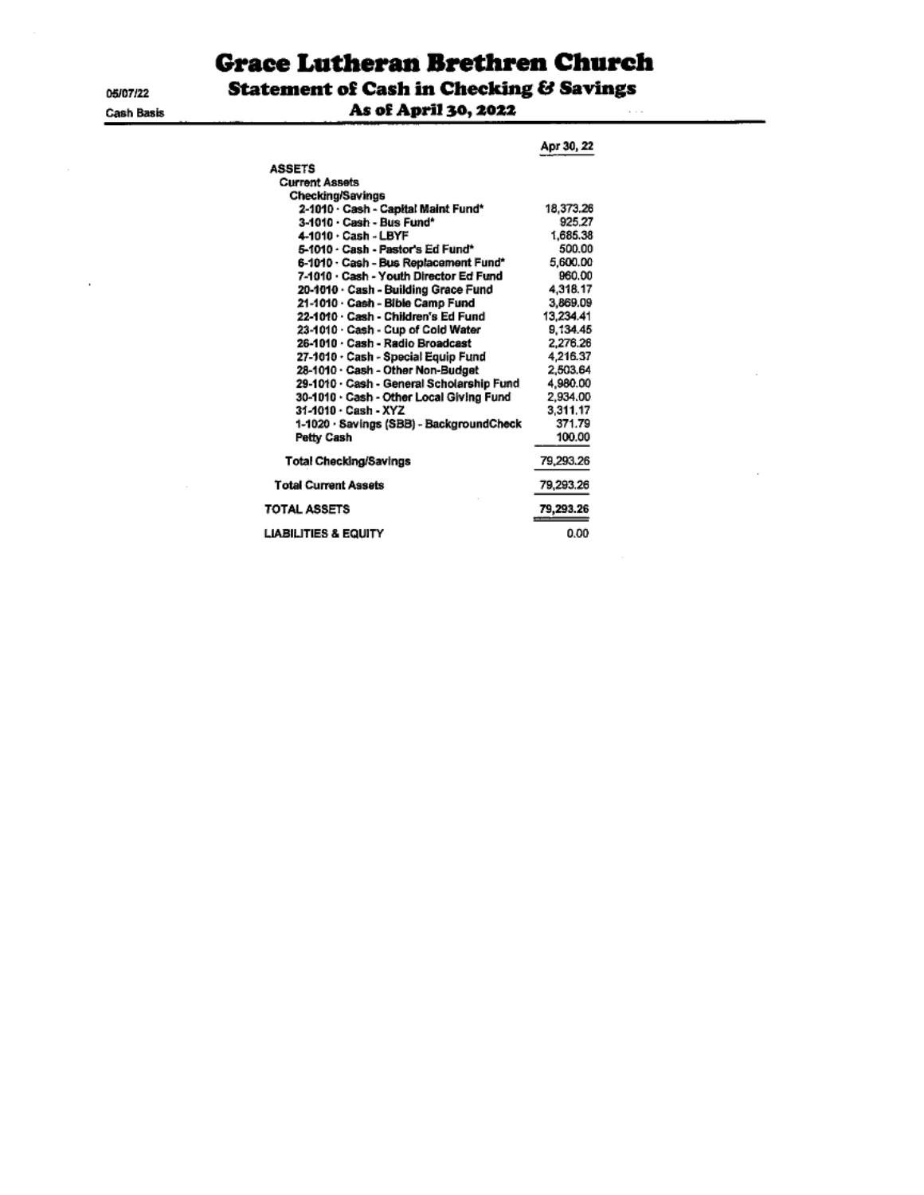# Grace Lutheran Brethren Church

## Statement of Cash in Checking & Savings

### As of April 30, 2022

05/07/22

Cash Basis

| | Apr 30, 22 |
|---|---|
| **ASSETS** | |
| **Current Assets** | |
| **Checking/Savings** | |
| 2-1010 · Cash - Capital Maint Fund* | 18,373.26 |
| 3-1010 · Cash - Bus Fund* | 925.27 |
| 4-1010 · Cash - LBYF | 1,685.38 |
| 5-1010 · Cash - Pastor's Ed Fund* | 500.00 |
| 6-1010 · Cash - Bus Replacement Fund* | 5,600.00 |
| 7-1010 · Cash - Youth Director Ed Fund | 960.00 |
| 20-1010 · Cash - Building Grace Fund | 4,318.17 |
| 21-1010 · Cash - Bible Camp Fund | 3,869.09 |
| 22-1010 · Cash - Children's Ed Fund | 13,234.41 |
| 23-1010 · Cash - Cup of Cold Water | 9,134.45 |
| 26-1010 · Cash - Radio Broadcast | 2,276.26 |
| 27-1010 · Cash - Special Equip Fund | 4,216.37 |
| 28-1010 · Cash - Other Non-Budget | 2,503.64 |
| 29-1010 · Cash - General Scholarship Fund | 4,980.00 |
| 30-1010 · Cash - Other Local Giving Fund | 2,934.00 |
| 31-1010 · Cash - XYZ | 3,311.17 |
| 1-1020 · Savings (SBB) - BackgroundCheck | 371.79 |
| Petty Cash | 100.00 |
| **Total Checking/Savings** | 79,293.26 |
| **Total Current Assets** | 79,293.26 |
| **TOTAL ASSETS** | 79,293.26 |
| **LIABILITIES & EQUITY** | 0.00 |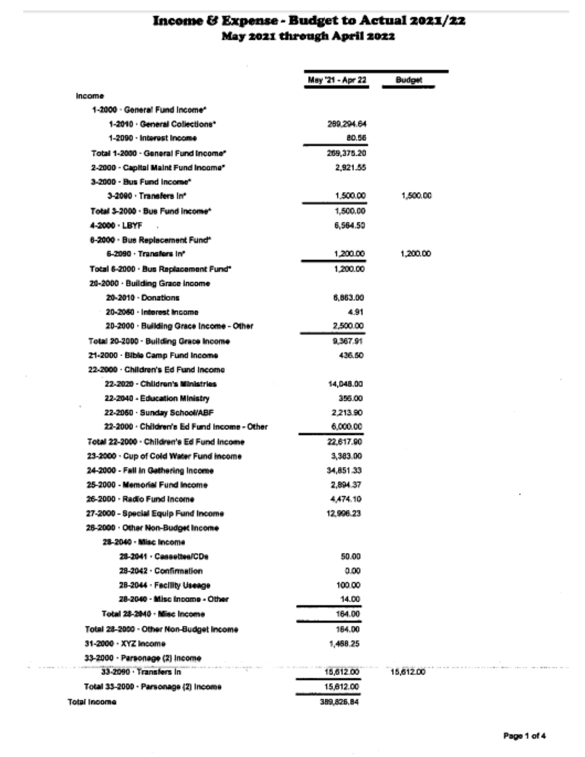# Income & Expense - Budget to Actual 2021/22

## May 2021 through April 2022

| | May '21 - Apr 22 | Budget |
|---|---|---|
| Income | | |
| 1-2000 · General Fund Income* | | |
| 1-2010 · General Collections* | 269,294.64 | |
| 1-2090 · Interest Income | 80.56 | |
| Total 1-2000 · General Fund Income* | 269,375.20 | |
| 2-2000 · Capital Maint Fund Income* | 2,921.55 | |
| 3-2000 · Bus Fund Income* | | |
| 3-2090 · Transfers In* | 1,500.00 | 1,500.00 |
| Total 3-2000 · Bus Fund Income* | 1,500.00 | |
| 4-2000 · LBYF | 6,564.50 | |
| 6-2000 · Bus Replacement Fund* | | |
| 6-2090 · Transfers In* | 1,200.00 | 1,200.00 |
| Total 6-2000 · Bus Replacement Fund* | 1,200.00 | |
| 20-2000 · Building Grace Income | | |
| 20-2010 · Donations | 6,863.00 | |
| 20-2060 · Interest Income | 4.91 | |
| 20-2000 · Building Grace Income - Other | 2,500.00 | |
| Total 20-2000 · Building Grace Income | 9,367.91 | |
| 21-2000 · Bible Camp Fund Income | 436.50 | |
| 22-2000 · Children's Ed Fund Income | | |
| 22-2020 · Children's Ministries | 14,048.00 | |
| 22-2040 · Education Ministry | 356.00 | |
| 22-2060 · Sunday School/ABF | 2,213.90 | |
| 22-2000 · Children's Ed Fund Income - Other | 6,000.00 | |
| Total 22-2000 · Children's Ed Fund Income | 22,617.90 | |
| 23-2000 · Cup of Cold Water Fund Income | 3,383.00 | |
| 24-2000 · Fall In Gathering Income | 34,851.33 | |
| 25-2000 · Memorial Fund Income | 2,894.37 | |
| 26-2000 · Radio Fund Income | 4,474.10 | |
| 27-2000 · Special Equip Fund Income | 12,996.23 | |
| 28-2000 · Other Non-Budget Income | | |
| 28-2040 · Misc Income | | |
| 28-2041 · Cassettes/CDs | 50.00 | |
| 28-2042 · Confirmation | 0.00 | |
| 28-2044 · Facility Useage | 100.00 | |
| 28-2040 · Misc Income - Other | 14.00 | |
| Total 28-2040 · Misc Income | 164.00 | |
| Total 28-2000 · Other Non-Budget Income | 164.00 | |
| 31-2000 · XYZ Income | 1,468.25 | |
| 33-2000 · Parsonage (2) Income | | |
| 33-2090 · Transfers In | 15,612.00 | 15,612.00 |
| Total 33-2000 · Parsonage (2) Income | 15,612.00 | |
| Total Income | 389,826.84 | |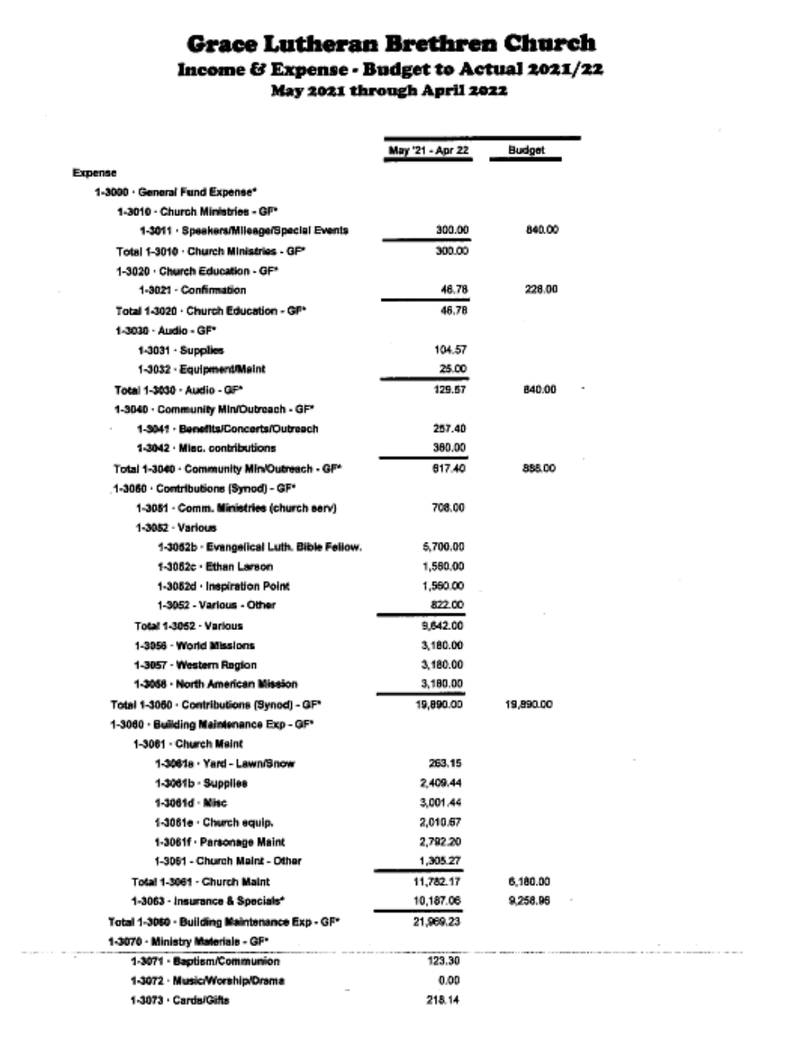# Grace Lutheran Brethren Church

## Income & Expense - Budget to Actual 2021/22

### May 2021 through April 2022

| | May '21 - Apr 22 | Budget |
|---|---|---|
| **Expense** | | |
| 1-3000 · General Fund Expense* | | |
| 1-3010 · Church Ministries - GF* | | |
| 1-3011 · Speakers/Mileage/Special Events | 300.00 | 840.00 |
| Total 1-3010 · Church Ministries - GF* | 300.00 | |
| 1-3020 · Church Education - GF* | | |
| 1-3021 · Confirmation | 46.78 | 228.00 |
| Total 1-3020 · Church Education - GF* | 46.78 | |
| 1-3030 · Audio - GF* | | |
| 1-3031 · Supplies | 104.57 | |
| 1-3032 · Equipment/Maint | 25.00 | |
| Total 1-3030 · Audio - GF* | 129.57 | 840.00 |
| 1-3040 · Community Min/Outreach - GF* | | |
| 1-3041 · Benefits/Concerts/Outreach | 257.40 | |
| 1-3042 · Misc. contributions | 360.00 | |
| Total 1-3040 · Community Min/Outreach - GF* | 617.40 | 888.00 |
| 1-3050 · Contributions (Synod) - GF* | | |
| 1-3051 · Comm. Ministries (church serv) | 708.00 | |
| 1-3052 · Various | | |
| 1-3052b · Evangelical Luth. Bible Fellow. | 5,700.00 | |
| 1-3052c · Ethan Larson | 1,560.00 | |
| 1-3052d · Inspiration Point | 1,560.00 | |
| 1-3052 · Various - Other | 822.00 | |
| Total 1-3052 · Various | 9,642.00 | |
| 1-3056 · World Missions | 3,180.00 | |
| 1-3057 · Western Region | 3,180.00 | |
| 1-3058 · North American Mission | 3,180.00 | |
| Total 1-3050 · Contributions (Synod) - GF* | 19,890.00 | 19,890.00 |
| 1-3060 · Building Maintenance Exp - GF* | | |
| 1-3061 · Church Maint | | |
| 1-3061a · Yard - Lawn/Snow | 263.15 | |
| 1-3061b · Supplies | 2,409.44 | |
| 1-3061d · Misc | 3,001.44 | |
| 1-3061e · Church equip. | 2,010.67 | |
| 1-3061f · Parsonage Maint | 2,792.20 | |
| 1-3061 · Church Maint - Other | 1,305.27 | |
| Total 1-3061 · Church Maint | 11,782.17 | 6,180.00 |
| 1-3063 · Insurance & Specials* | 10,187.06 | 9,258.96 |
| Total 1-3060 · Building Maintenance Exp - GF* | 21,969.23 | |
| 1-3070 · Ministry Materials - GF* | | |
| 1-3071 · Baptism/Communion | 123.30 | |
| 1-3072 · Music/Worship/Drama | 0.00 | |
| 1-3073 · Cards/Gifts | 218.14 | |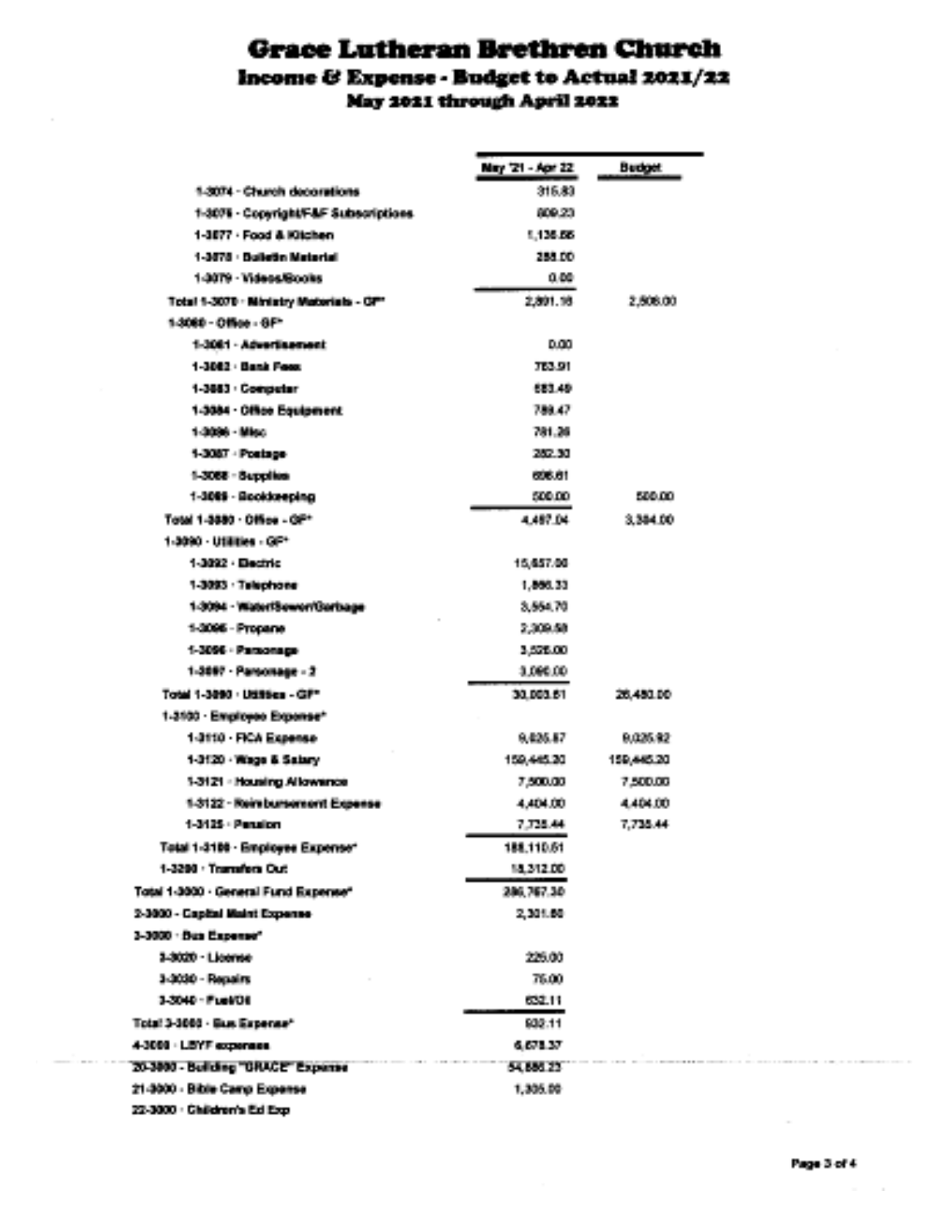# Grace Lutheran Brethren Church

## Income & Expense - Budget to Actual 2021/22

### May 2021 through April 2022

| | May '21 - Apr 22 | Budget |
|---|---|---|
| 1-3074 · Church decorations | 315.83 | |
| 1-3076 · Copyright/F&F Subscriptions | 809.23 | |
| 1-3077 · Food & Kitchen | 1,136.86 | |
| 1-3078 · Bulletin Material | 288.00 | |
| 1-3079 · Videos/Books | 0.00 | |
| Total 1-3070 · Ministry Materials - GF* | 2,891.16 | 2,808.00 |
| 1-3080 · Office - GF* | | |
| 1-3081 · Advertisement | 0.00 | |
| 1-3082 · Bank Fees | 763.91 | |
| 1-3083 · Computer | 683.49 | |
| 1-3084 · Office Equipment | 789.47 | |
| 1-3086 · Misc | 781.26 | |
| 1-3087 · Postage | 282.30 | |
| 1-3088 · Supplies | 696.61 | |
| 1-3089 · Bookkeeping | 500.00 | 500.00 |
| Total 1-3080 · Office - GF* | 4,497.04 | 3,384.00 |
| 1-3090 · Utilities - GF* | | |
| 1-3092 · Electric | 15,657.00 | |
| 1-3093 · Telephone | 1,866.33 | |
| 1-3094 · Water/Sewer/Garbage | 3,554.70 | |
| 1-3095 · Propane | 2,309.58 | |
| 1-3096 · Parsonage | 3,526.00 | |
| 1-3097 · Parsonage - 2 | 3,090.00 | |
| Total 1-3090 · Utilities - GF* | 30,003.61 | 26,480.00 |
| 1-3100 · Employee Expense* | | |
| 1-3110 · FICA Expense | 9,025.87 | 9,025.92 |
| 1-3120 · Wage & Salary | 159,445.30 | 159,445.20 |
| 1-3121 · Housing Allowance | 7,500.00 | 7,500.00 |
| 1-3122 · Reimbursement Expense | 4,404.00 | 4,404.00 |
| 1-3125 · Pension | 7,735.44 | 7,735.44 |
| Total 1-3100 · Employee Expense* | 188,110.61 | |
| 1-3200 · Transfers Out | 18,312.00 | |
| Total 1-3000 · General Fund Expense* | 286,767.30 | |
| 2-3000 · Capital Maint Expense | 2,301.60 | |
| 3-3000 · Bus Expense* | | |
| 3-3020 · License | 225.00 | |
| 3-3030 · Repairs | 75.00 | |
| 3-3040 · Fuel/Oil | 632.11 | |
| Total 3-3000 · Bus Expense* | 932.11 | |
| 4-3000 · LBYF expenses | 6,678.37 | |
| 20-3000 · Building "GRACE" Expense | 54,886.23 | |
| 21-3000 · Bible Camp Expense | 1,305.00 | |
| 22-3000 · Children's Ed Exp | | |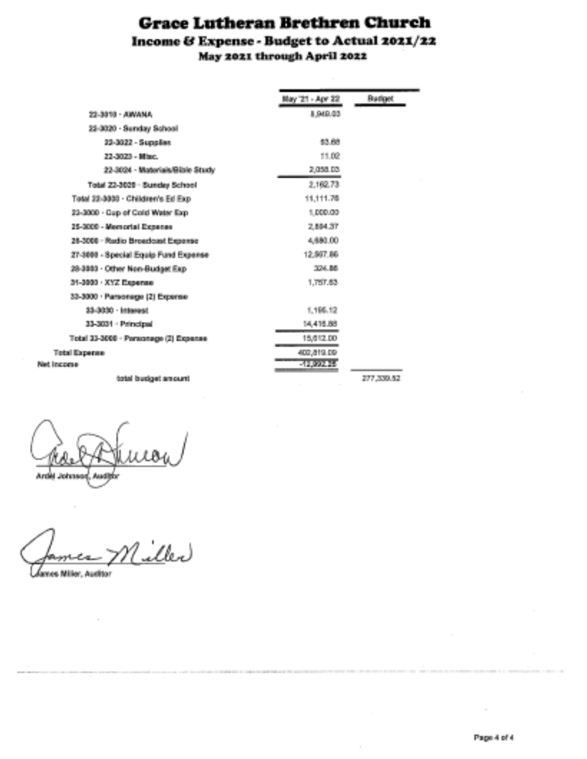# Grace Lutheran Brethren Church

## Income & Expense - Budget to Actual 2021/22

### May 2021 through April 2022

| | May '21 - Apr 22 | Budget |
|---|---|---|
| 22-3010 · AWANA | 8,949.03 | |
| 22-3020 · Sunday School | | |
| 22-3022 · Supplies | 93.68 | |
| 22-3023 · Misc. | 11.02 | |
| 22-3024 · Materials/Bible Study | 2,058.03 | |
| Total 22-3020 · Sunday School | 2,162.73 | |
| Total 22-3000 · Children's Ed Exp | 11,111.76 | |
| 23-3000 · Cup of Cold Water Exp | 1,000.00 | |
| 25-3000 · Memorial Expense | 2,884.37 | |
| 26-3000 · Radio Broadcast Expense | 4,680.00 | |
| 27-3000 · Special Equip Fund Expense | 12,987.86 | |
| 28-3000 · Other Non-Budget Exp | 324.86 | |
| 31-3000 · XYZ Expense | 1,757.63 | |
| 33-3000 · Parsonage (2) Expense | | |
| 33-3030 · Interest | 1,196.12 | |
| 33-3031 · Principal | 14,415.88 | |
| Total 33-3000 · Parsonage (2) Expense | 15,612.00 | |
| Total Expense | 402,819.09 | |
| Net Income | -12,992.35 | |
| total budget amount | | 277,339.52 |

Ardel Johnson, Auditor

James Miller, Auditor